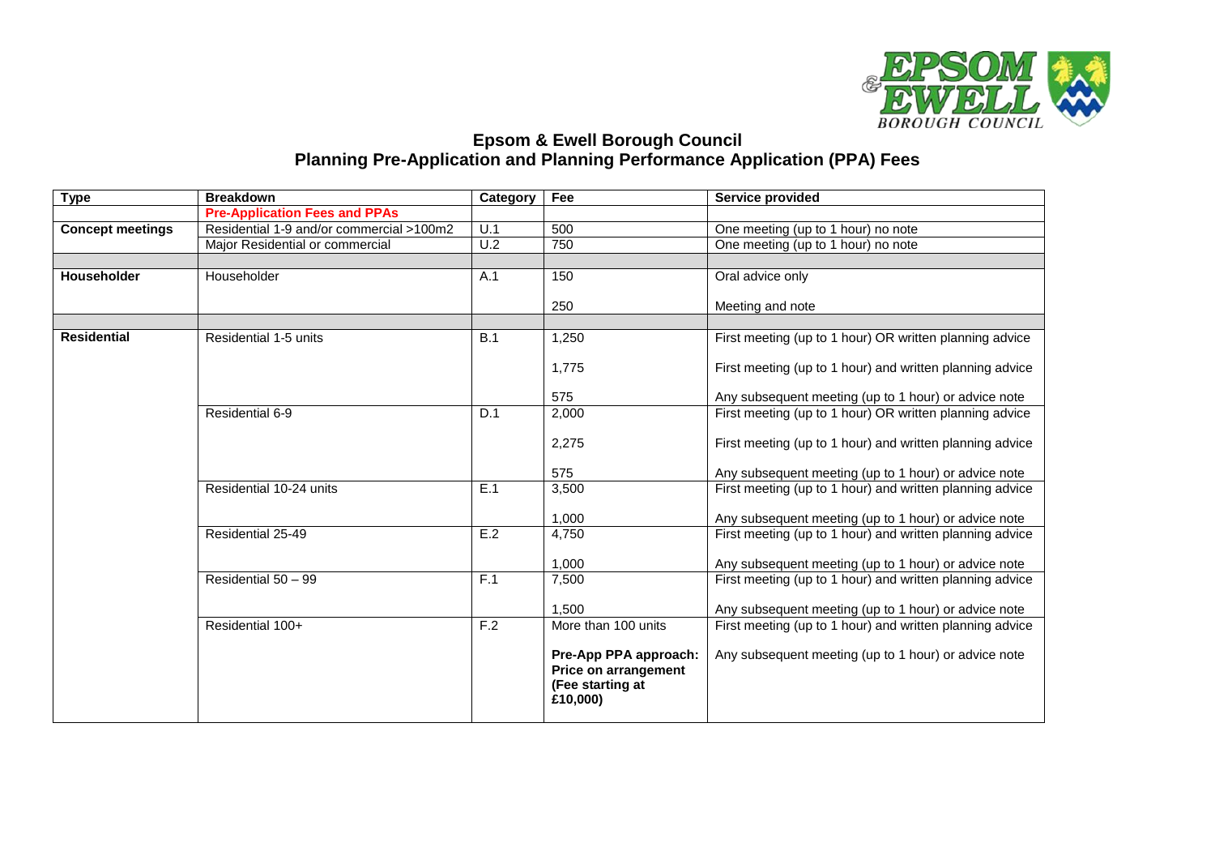# Epsom & Ewell Borough Council
## Planning Pre-Application and Planning Performance Application (PPA) Fees

| Type | Breakdown | Category | Fee | Service provided |
|---|---|---|---|---|
| | **Pre-Application Fees and PPAs** | | | |
| **Concept meetings** | Residential 1-9 and/or commercial >100m2 | U.1 | 500 | One meeting (up to 1 hour) no note |
| | Major Residential or commercial | U.2 | 750 | One meeting (up to 1 hour) no note |
| | | | | |
| **Householder** | Householder | A.1 | 150 | Oral advice only |
| | | | 250 | Meeting and note |
| | | | | |
| **Residential** | Residential 1-5 units | B.1 | 1,250 | First meeting (up to 1 hour) OR written planning advice |
| | | | 1,775 | First meeting (up to 1 hour) and written planning advice |
| | | | 575 | Any subsequent meeting (up to 1 hour) or advice note |
| | Residential 6-9 | D.1 | 2,000 | First meeting (up to 1 hour) OR written planning advice |
| | | | 2,275 | First meeting (up to 1 hour) and written planning advice |
| | | | 575 | Any subsequent meeting (up to 1 hour) or advice note |
| | Residential 10-24 units | E.1 | 3,500 | First meeting (up to 1 hour) and written planning advice |
| | | | 1,000 | Any subsequent meeting (up to 1 hour) or advice note |
| | Residential 25-49 | E.2 | 4,750 | First meeting (up to 1 hour) and written planning advice |
| | | | 1,000 | Any subsequent meeting (up to 1 hour) or advice note |
| | Residential 50 – 99 | F.1 | 7,500 | First meeting (up to 1 hour) and written planning advice |
| | | | 1,500 | Any subsequent meeting (up to 1 hour) or advice note |
| | Residential 100+ | F.2 | More than 100 units | First meeting (up to 1 hour) and written planning advice |
| | | | **Pre-App PPA approach: Price on arrangement (Fee starting at £10,000)** | Any subsequent meeting (up to 1 hour) or advice note |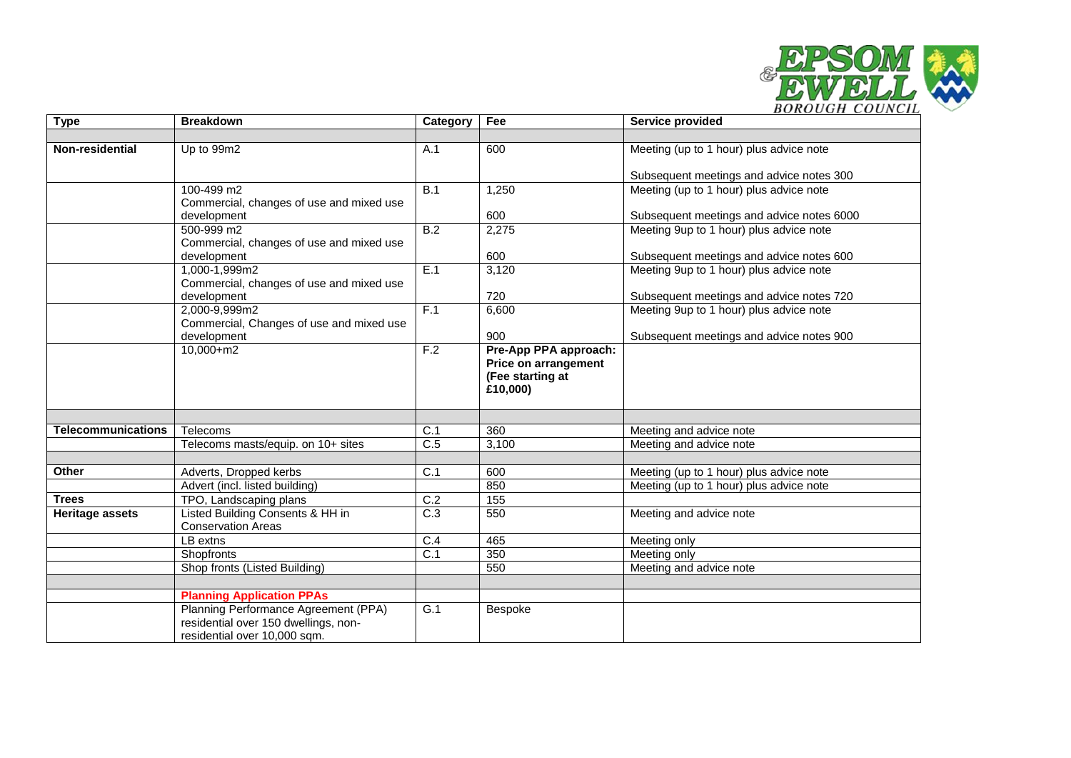| Type | Breakdown | Category | Fee | Service provided |
|---|---|---|---|---|
| | | | | |
| **Non-residential** | Up to 99m2 | A.1 | 600 | Meeting (up to 1 hour) plus advice note<br><br>Subsequent meetings and advice notes 300 |
| | 100-499 m2<br>Commercial, changes of use and mixed use development | B.1 | 1,250<br><br>600 | Meeting (up to 1 hour) plus advice note<br><br>Subsequent meetings and advice notes 6000 |
| | 500-999 m2<br>Commercial, changes of use and mixed use development | B.2 | 2,275<br><br>600 | Meeting 9up to 1 hour) plus advice note<br><br>Subsequent meetings and advice notes 600 |
| | 1,000-1,999m2<br>Commercial, changes of use and mixed use development | E.1 | 3,120<br><br>720 | Meeting 9up to 1 hour) plus advice note<br><br>Subsequent meetings and advice notes 720 |
| | 2,000-9,999m2<br>Commercial, Changes of use and mixed use development | F.1 | 6,600<br><br>900 | Meeting 9up to 1 hour) plus advice note<br><br>Subsequent meetings and advice notes 900 |
| | 10,000+m2 | F.2 | **Pre-App PPA approach: Price on arrangement (Fee starting at £10,000)** | |
| | | | | |
| **Telecommunications** | Telecoms | C.1 | 360 | Meeting and advice note |
| | Telecoms masts/equip. on 10+ sites | C.5 | 3,100 | Meeting and advice note |
| | | | | |
| **Other** | Adverts, Dropped kerbs | C.1 | 600 | Meeting (up to 1 hour) plus advice note |
| | Advert (incl. listed building) | | 850 | Meeting (up to 1 hour) plus advice note |
| **Trees** | TPO, Landscaping plans | C.2 | 155 | |
| **Heritage assets** | Listed Building Consents & HH in Conservation Areas | C.3 | 550 | Meeting and advice note |
| | LB extns | C.4 | 465 | Meeting only |
| | Shopfronts | C.1 | 350 | Meeting only |
| | Shop fronts (Listed Building) | | 550 | Meeting and advice note |
| | | | | |
| | **Planning Application PPAs** | | | |
| | Planning Performance Agreement (PPA) residential over 150 dwellings, non-residential over 10,000 sqm. | G.1 | Bespoke | |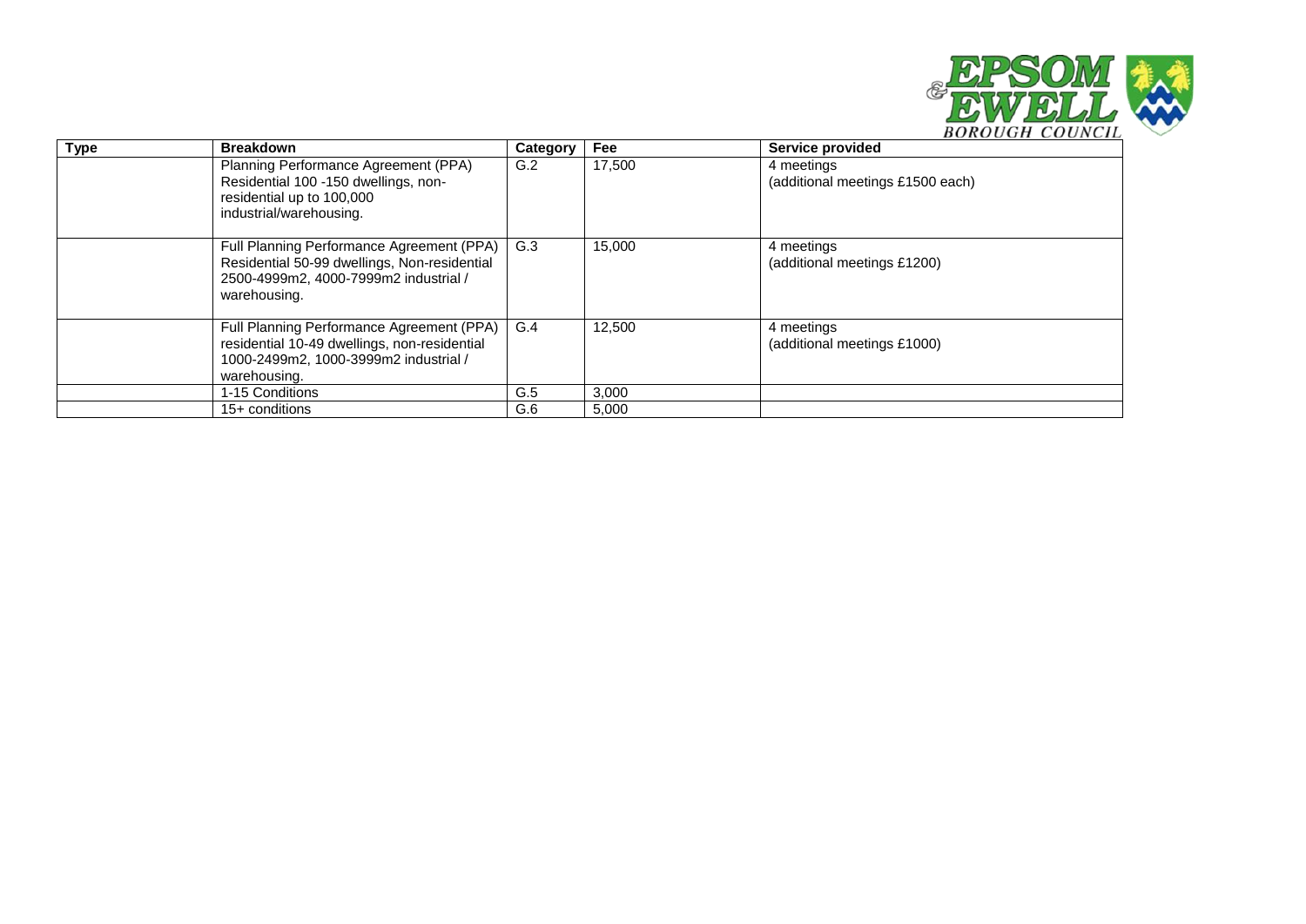| Type | Breakdown | Category | Fee | Service provided |
|---|---|---|---|---|
| | Planning Performance Agreement (PPA) Residential 100 -150 dwellings, non-residential up to 100,000 industrial/warehousing. | G.2 | 17,500 | 4 meetings (additional meetings £1500 each) |
| | Full Planning Performance Agreement (PPA) Residential 50-99 dwellings, Non-residential 2500-4999m2, 4000-7999m2 industrial / warehousing. | G.3 | 15,000 | 4 meetings (additional meetings £1200) |
| | Full Planning Performance Agreement (PPA) residential 10-49 dwellings, non-residential 1000-2499m2, 1000-3999m2 industrial / warehousing. | G.4 | 12,500 | 4 meetings (additional meetings £1000) |
| | 1-15 Conditions | G.5 | 3,000 | |
| | 15+ conditions | G.6 | 5,000 | |